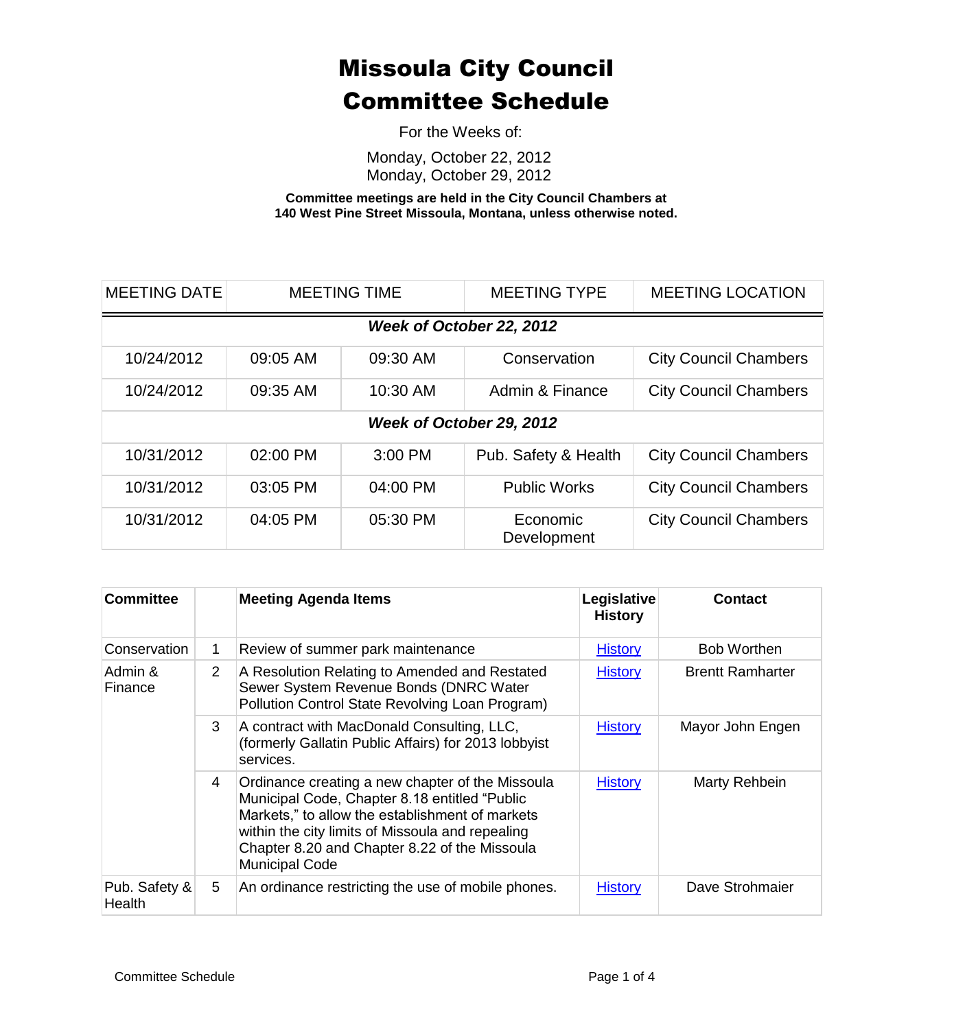# Missoula City Council
# Committee Schedule

For the Weeks of:

Monday, October 22, 2012
Monday, October 29, 2012

**Committee meetings are held in the City Council Chambers at 140 West Pine Street Missoula, Montana, unless otherwise noted.**

| MEETING DATE | MEETING TIME | | MEETING TYPE | MEETING LOCATION |
|---|---|---|---|---|
| ***Week of October 22, 2012*** | | | | |
| 10/24/2012 | 09:05 AM | 09:30 AM | Conservation | City Council Chambers |
| 10/24/2012 | 09:35 AM | 10:30 AM | Admin & Finance | City Council Chambers |
| ***Week of October 29, 2012*** | | | | |
| 10/31/2012 | 02:00 PM | 3:00 PM | Pub. Safety & Health | City Council Chambers |
| 10/31/2012 | 03:05 PM | 04:00 PM | Public Works | City Council Chambers |
| 10/31/2012 | 04:05 PM | 05:30 PM | Economic Development | City Council Chambers |

| Committee | | Meeting Agenda Items | Legislative History | Contact |
|---|---|---|---|---|
| Conservation | 1 | Review of summer park maintenance | History | Bob Worthen |
| Admin & Finance | 2 | A Resolution Relating to Amended and Restated Sewer System Revenue Bonds (DNRC Water Pollution Control State Revolving Loan Program) | History | Brentt Ramharter |
| | 3 | A contract with MacDonald Consulting, LLC, (formerly Gallatin Public Affairs) for 2013 lobbyist services. | History | Mayor John Engen |
| | 4 | Ordinance creating a new chapter of the Missoula Municipal Code, Chapter 8.18 entitled "Public Markets," to allow the establishment of markets within the city limits of Missoula and repealing Chapter 8.20 and Chapter 8.22 of the Missoula Municipal Code | History | Marty Rehbein |
| Pub. Safety & Health | 5 | An ordinance restricting the use of mobile phones. | History | Dave Strohmaier |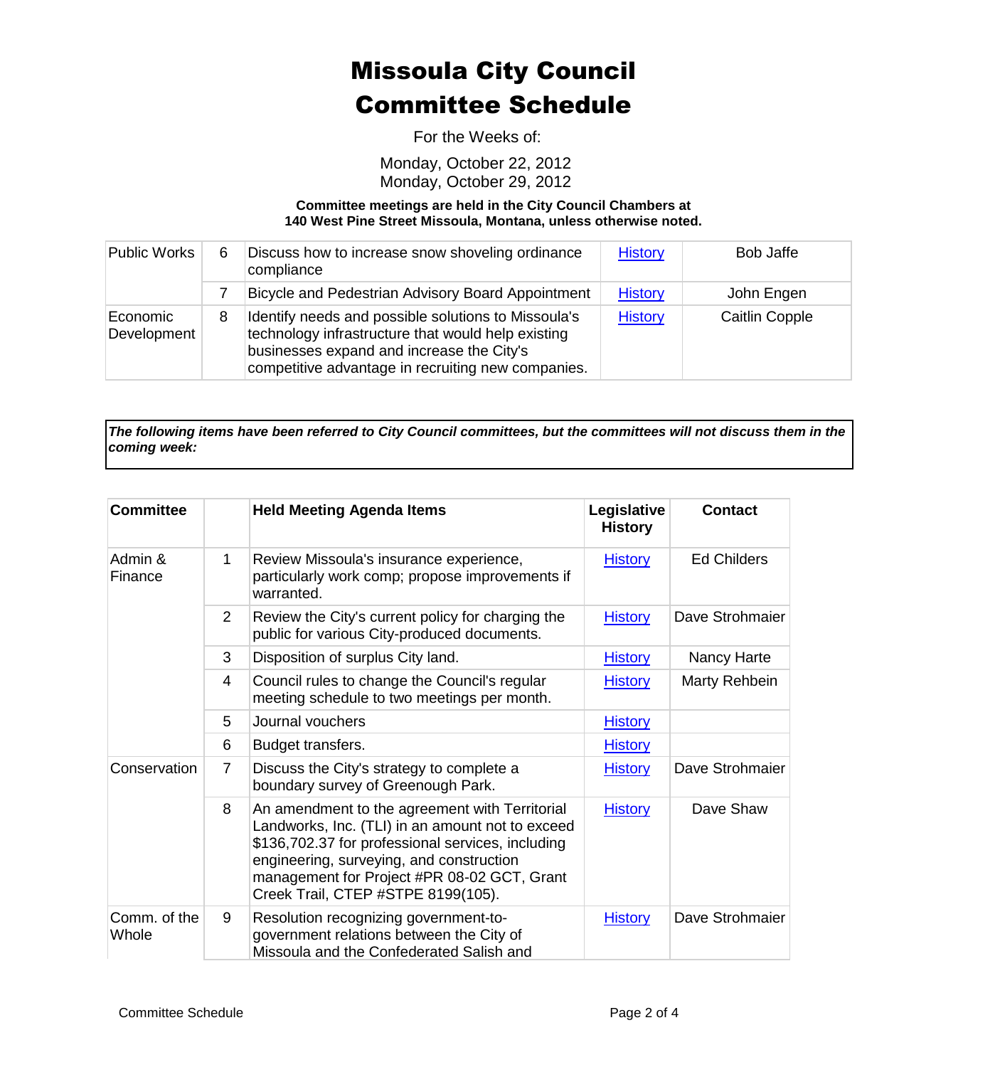# Missoula City Council Committee Schedule

For the Weeks of:

Monday, October 22, 2012
Monday, October 29, 2012

**Committee meetings are held in the City Council Chambers at 140 West Pine Street Missoula, Montana, unless otherwise noted.**

| | | | | |
|---|---|---|---|---|
| Public Works | 6 | Discuss how to increase snow shoveling ordinance compliance | History | Bob Jaffe |
| | 7 | Bicycle and Pedestrian Advisory Board Appointment | History | John Engen |
| Economic Development | 8 | Identify needs and possible solutions to Missoula's technology infrastructure that would help existing businesses expand and increase the City's competitive advantage in recruiting new companies. | History | Caitlin Copple |

***The following items have been referred to City Council committees, but the committees will not discuss them in the coming week:***

| Committee | | Held Meeting Agenda Items | Legislative History | Contact |
|---|---|---|---|---|
| Admin & Finance | 1 | Review Missoula's insurance experience, particularly work comp; propose improvements if warranted. | History | Ed Childers |
| | 2 | Review the City's current policy for charging the public for various City-produced documents. | History | Dave Strohmaier |
| | 3 | Disposition of surplus City land. | History | Nancy Harte |
| | 4 | Council rules to change the Council's regular meeting schedule to two meetings per month. | History | Marty Rehbein |
| | 5 | Journal vouchers | History | |
| | 6 | Budget transfers. | History | |
| Conservation | 7 | Discuss the City's strategy to complete a boundary survey of Greenough Park. | History | Dave Strohmaier |
| | 8 | An amendment to the agreement with Territorial Landworks, Inc. (TLI) in an amount not to exceed $136,702.37 for professional services, including engineering, surveying, and construction management for Project #PR 08-02 GCT, Grant Creek Trail, CTEP #STPE 8199(105). | History | Dave Shaw |
| Comm. of the Whole | 9 | Resolution recognizing government-to-government relations between the City of Missoula and the Confederated Salish and | History | Dave Strohmaier |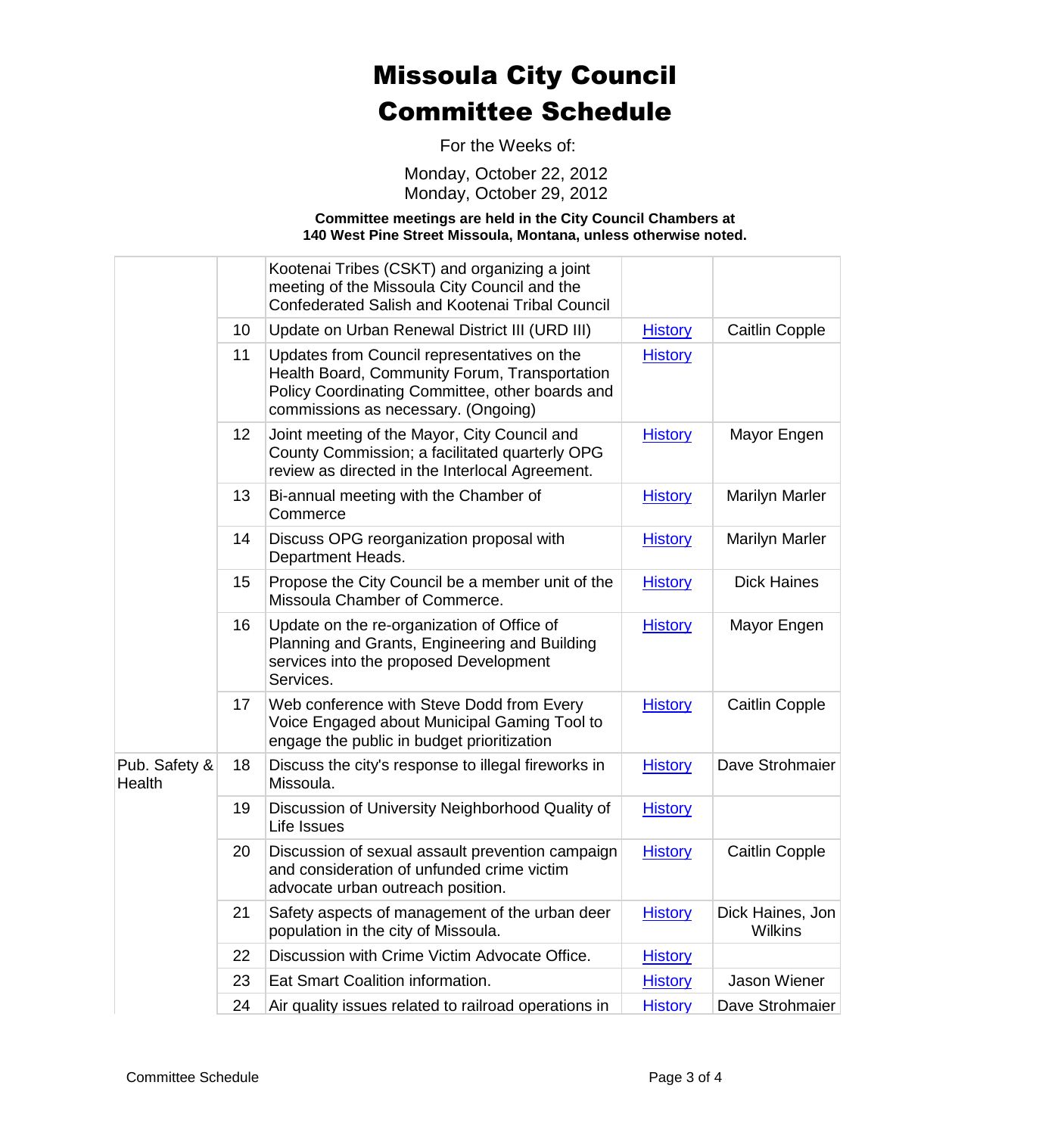# Missoula City Council
# Committee Schedule

For the Weeks of:

Monday, October 22, 2012
Monday, October 29, 2012

**Committee meetings are held in the City Council Chambers at 140 West Pine Street Missoula, Montana, unless otherwise noted.**

| | | | | |
|---|---|---|---|---|
| | | Kootenai Tribes (CSKT) and organizing a joint meeting of the Missoula City Council and the Confederated Salish and Kootenai Tribal Council | | |
| | 10 | Update on Urban Renewal District III (URD III) | History | Caitlin Copple |
| | 11 | Updates from Council representatives on the Health Board, Community Forum, Transportation Policy Coordinating Committee, other boards and commissions as necessary. (Ongoing) | History | |
| | 12 | Joint meeting of the Mayor, City Council and County Commission; a facilitated quarterly OPG review as directed in the Interlocal Agreement. | History | Mayor Engen |
| | 13 | Bi-annual meeting with the Chamber of Commerce | History | Marilyn Marler |
| | 14 | Discuss OPG reorganization proposal with Department Heads. | History | Marilyn Marler |
| | 15 | Propose the City Council be a member unit of the Missoula Chamber of Commerce. | History | Dick Haines |
| | 16 | Update on the re-organization of Office of Planning and Grants, Engineering and Building services into the proposed Development Services. | History | Mayor Engen |
| | 17 | Web conference with Steve Dodd from Every Voice Engaged about Municipal Gaming Tool to engage the public in budget prioritization | History | Caitlin Copple |
| Pub. Safety & Health | 18 | Discuss the city's response to illegal fireworks in Missoula. | History | Dave Strohmaier |
| | 19 | Discussion of University Neighborhood Quality of Life Issues | History | |
| | 20 | Discussion of sexual assault prevention campaign and consideration of unfunded crime victim advocate urban outreach position. | History | Caitlin Copple |
| | 21 | Safety aspects of management of the urban deer population in the city of Missoula. | History | Dick Haines, Jon Wilkins |
| | 22 | Discussion with Crime Victim Advocate Office. | History | |
| | 23 | Eat Smart Coalition information. | History | Jason Wiener |
| | 24 | Air quality issues related to railroad operations in | History | Dave Strohmaier |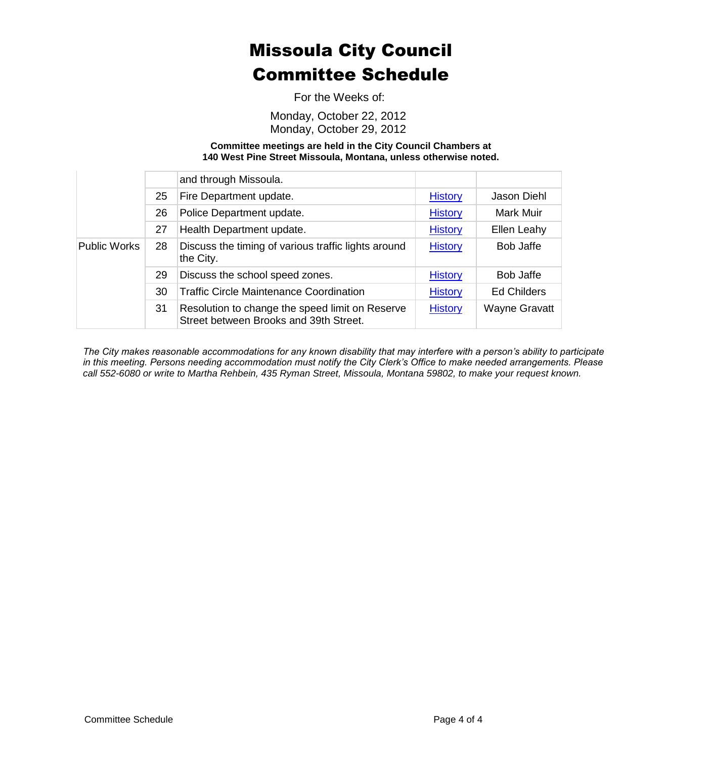# Missoula City Council Committee Schedule

For the Weeks of:

Monday, October 22, 2012
Monday, October 29, 2012

**Committee meetings are held in the City Council Chambers at 140 West Pine Street Missoula, Montana, unless otherwise noted.**

| | | | | |
|---|---|---|---|---|
| | | and through Missoula. | | |
| | 25 | Fire Department update. | History | Jason Diehl |
| | 26 | Police Department update. | History | Mark Muir |
| | 27 | Health Department update. | History | Ellen Leahy |
| Public Works | 28 | Discuss the timing of various traffic lights around the City. | History | Bob Jaffe |
| | 29 | Discuss the school speed zones. | History | Bob Jaffe |
| | 30 | Traffic Circle Maintenance Coordination | History | Ed Childers |
| | 31 | Resolution to change the speed limit on Reserve Street between Brooks and 39th Street. | History | Wayne Gravatt |

*The City makes reasonable accommodations for any known disability that may interfere with a person's ability to participate in this meeting. Persons needing accommodation must notify the City Clerk's Office to make needed arrangements. Please call 552-6080 or write to Martha Rehbein, 435 Ryman Street, Missoula, Montana 59802, to make your request known.*